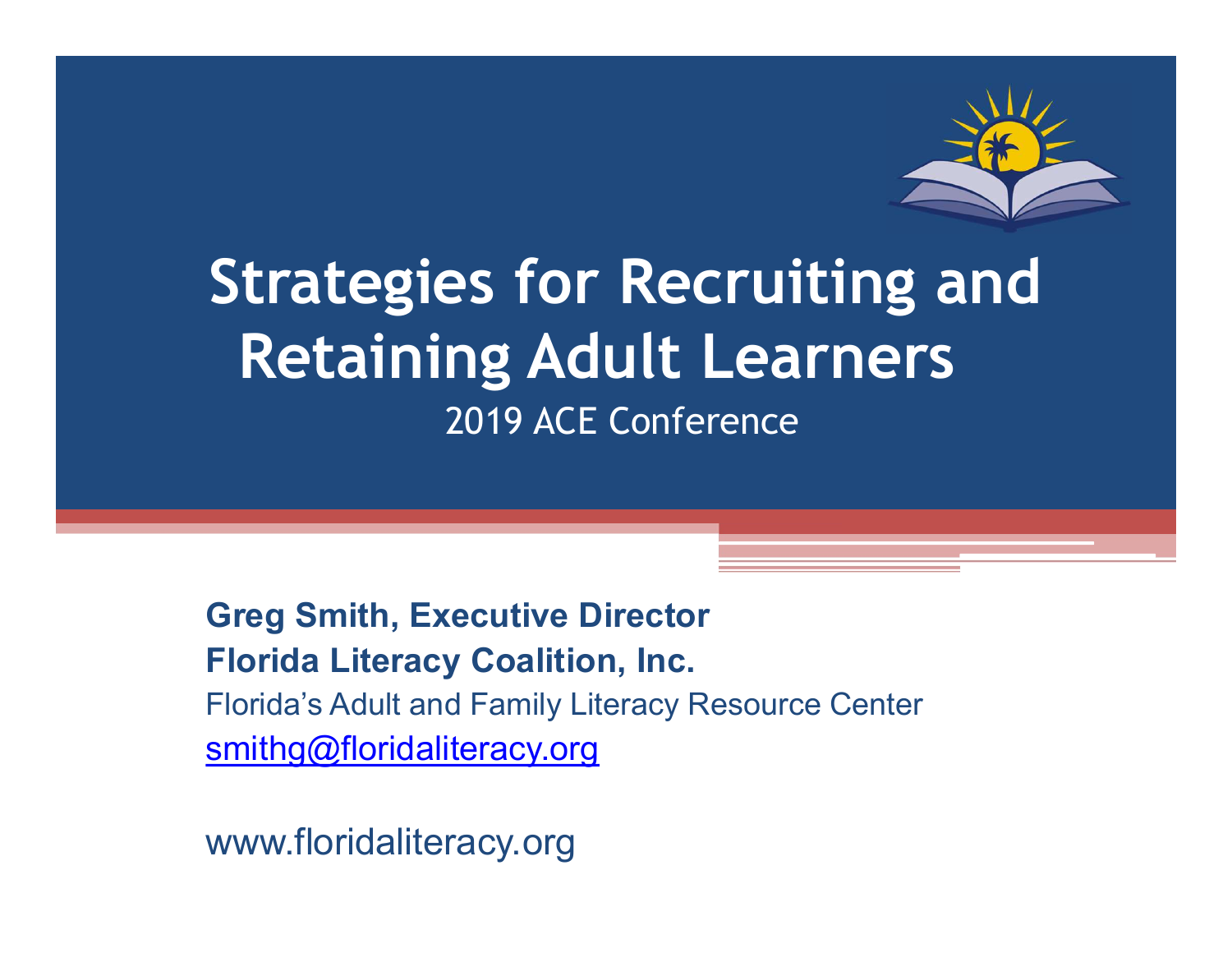# Strategies for Recruiting and Retaining Adult Learners

2019 ACE Conference

**Greg Smith, Executive Director**
**Florida Literacy Coalition, Inc.**
Florida's Adult and Family Literacy Resource Center
smithg@floridaliteracy.org

www.floridaliteracy.org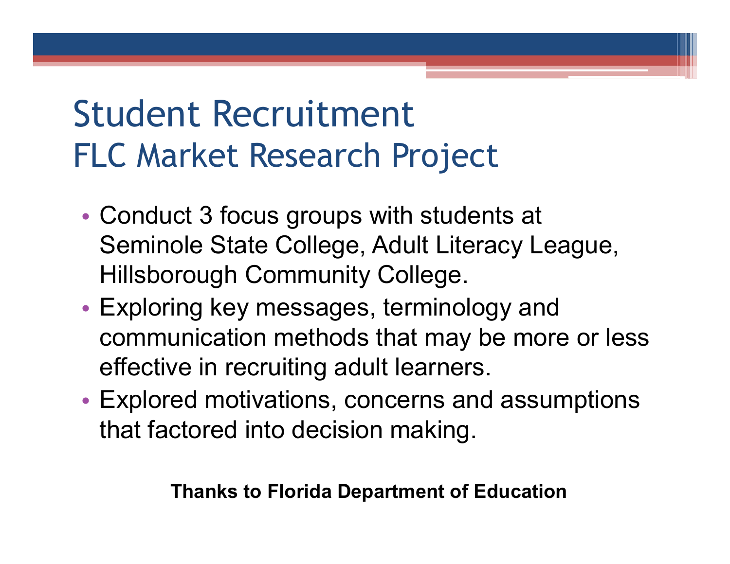# Student Recruitment
## FLC Market Research Project

- Conduct 3 focus groups with students at Seminole State College, Adult Literacy League, Hillsborough Community College.
- Exploring key messages, terminology and communication methods that may be more or less effective in recruiting adult learners.
- Explored motivations, concerns and assumptions that factored into decision making.

**Thanks to Florida Department of Education**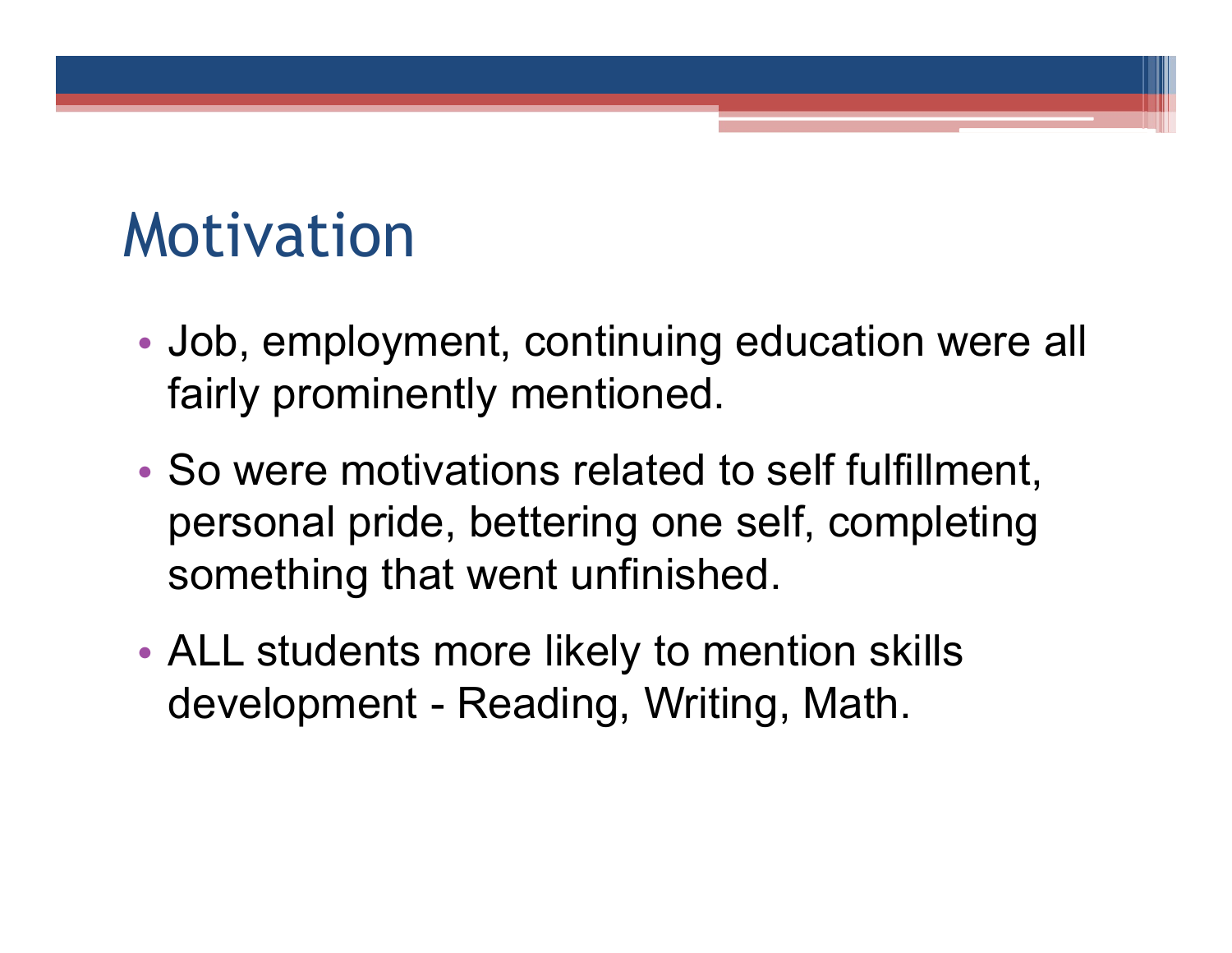# Motivation

- Job, employment, continuing education were all fairly prominently mentioned.
- So were motivations related to self fulfillment, personal pride, bettering one self, completing something that went unfinished.
- ALL students more likely to mention skills development - Reading, Writing, Math.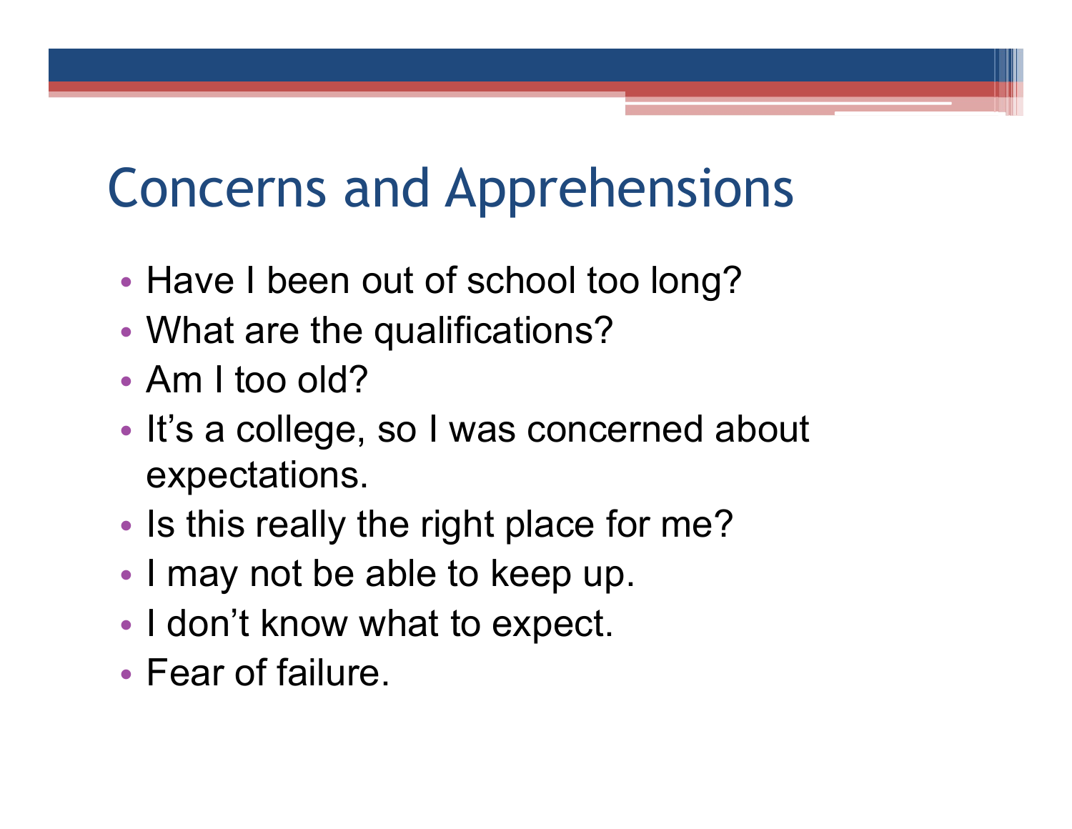# Concerns and Apprehensions

- Have I been out of school too long?
- What are the qualifications?
- Am I too old?
- It's a college, so I was concerned about expectations.
- Is this really the right place for me?
- I may not be able to keep up.
- I don't know what to expect.
- Fear of failure.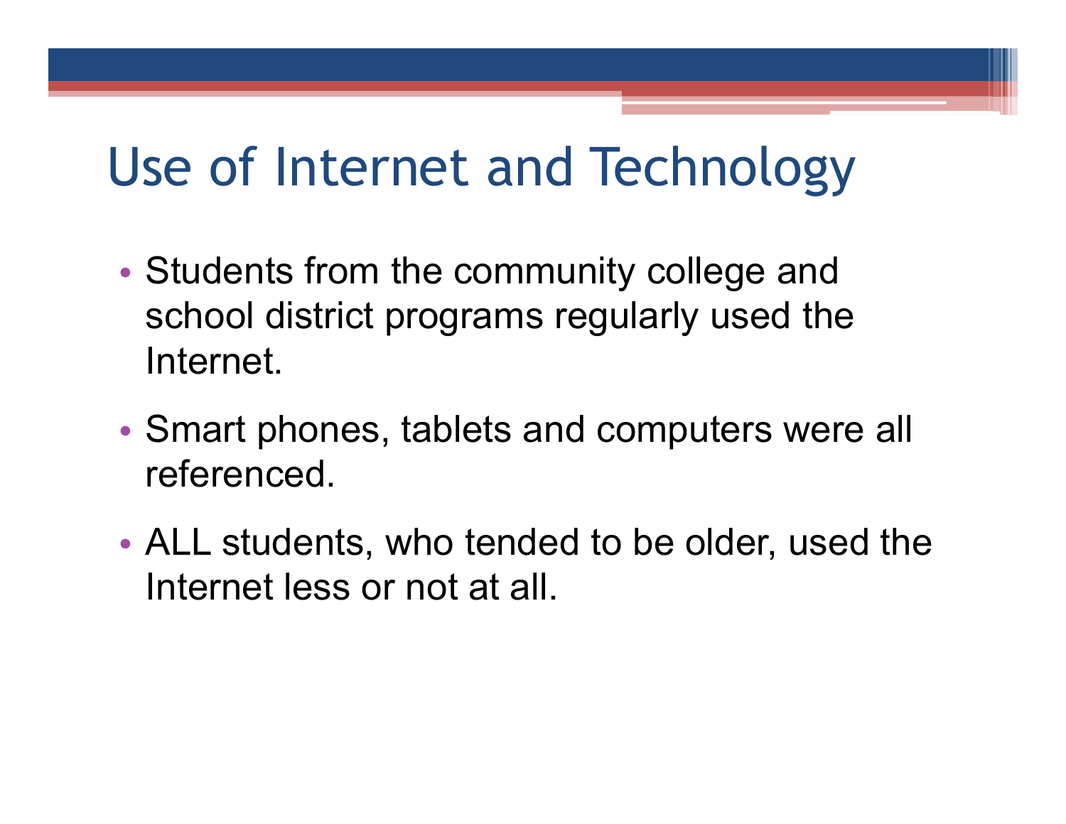# Use of Internet and Technology

- Students from the community college and school district programs regularly used the Internet.
- Smart phones, tablets and computers were all referenced.
- ALL students, who tended to be older, used the Internet less or not at all.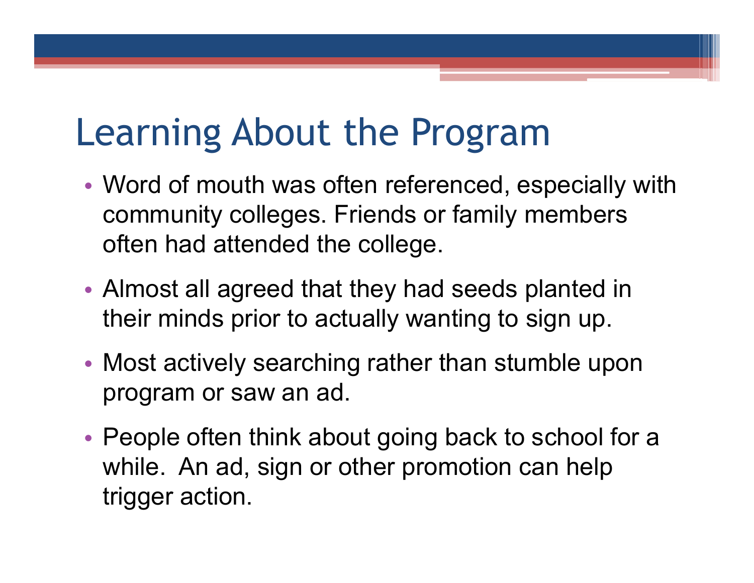# Learning About the Program

- Word of mouth was often referenced, especially with community colleges. Friends or family members often had attended the college.
- Almost all agreed that they had seeds planted in their minds prior to actually wanting to sign up.
- Most actively searching rather than stumble upon program or saw an ad.
- People often think about going back to school for a while. An ad, sign or other promotion can help trigger action.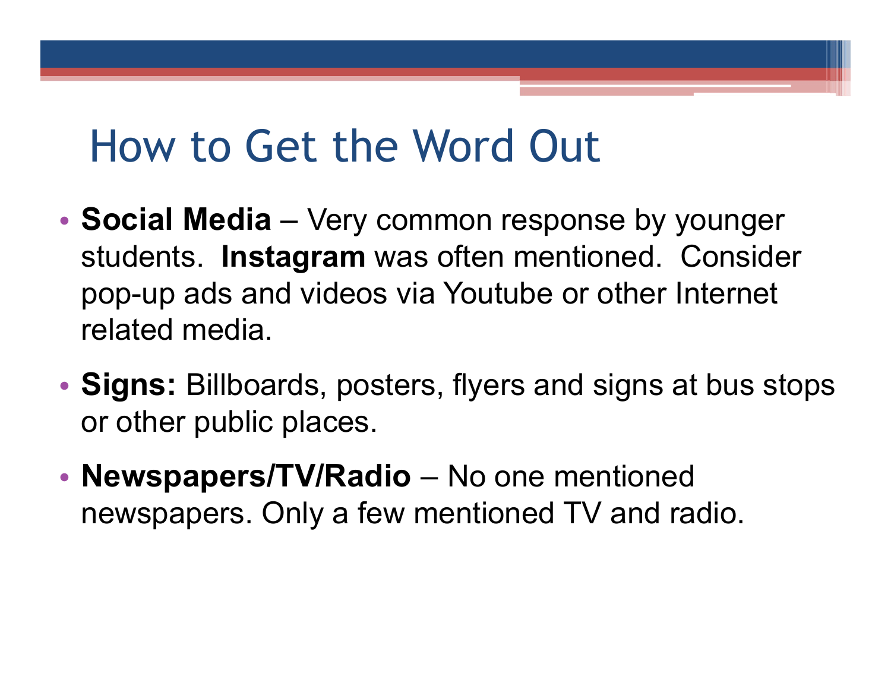# How to Get the Word Out

- **Social Media** – Very common response by younger students. **Instagram** was often mentioned. Consider pop-up ads and videos via Youtube or other Internet related media.
- **Signs:** Billboards, posters, flyers and signs at bus stops or other public places.
- **Newspapers/TV/Radio** – No one mentioned newspapers. Only a few mentioned TV and radio.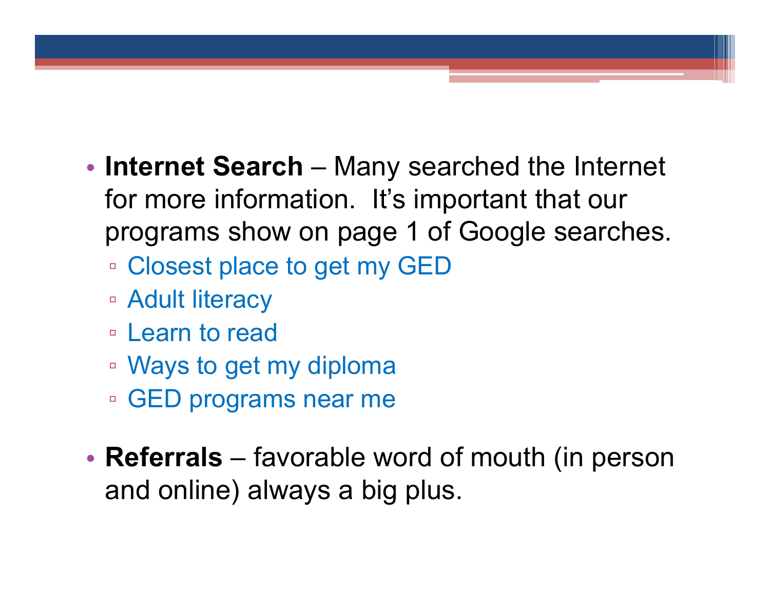- **Internet Search** – Many searched the Internet for more information.  It's important that our programs show on page 1 of Google searches.
  - Closest place to get my GED
  - Adult literacy
  - Learn to read
  - Ways to get my diploma
  - GED programs near me
- **Referrals** – favorable word of mouth (in person and online) always a big plus.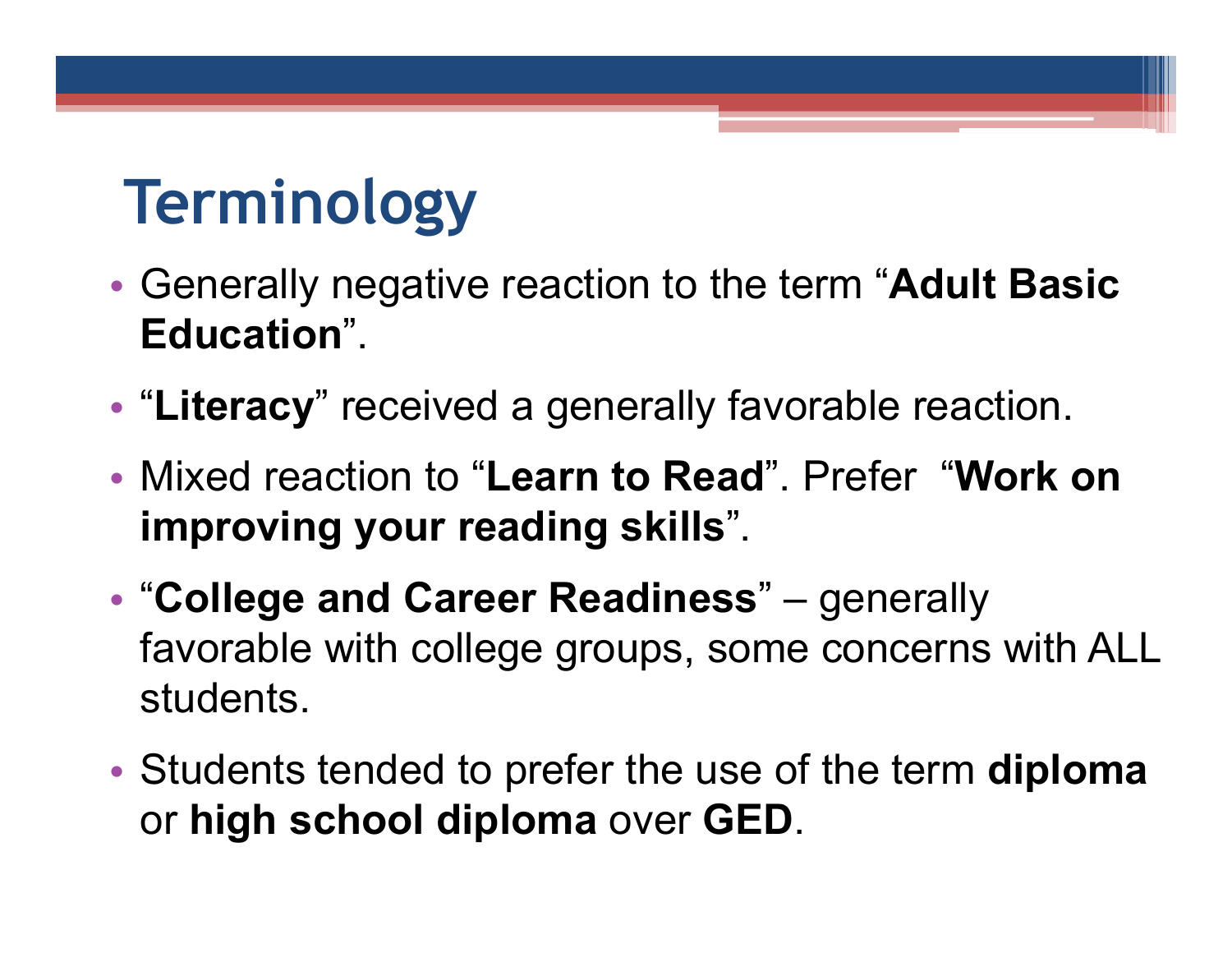# Terminology

- Generally negative reaction to the term "**Adult Basic Education**".
- "**Literacy**" received a generally favorable reaction.
- Mixed reaction to "**Learn to Read**". Prefer "**Work on improving your reading skills**".
- "**College and Career Readiness**" – generally favorable with college groups, some concerns with ALL students.
- Students tended to prefer the use of the term **diploma** or **high school diploma** over **GED**.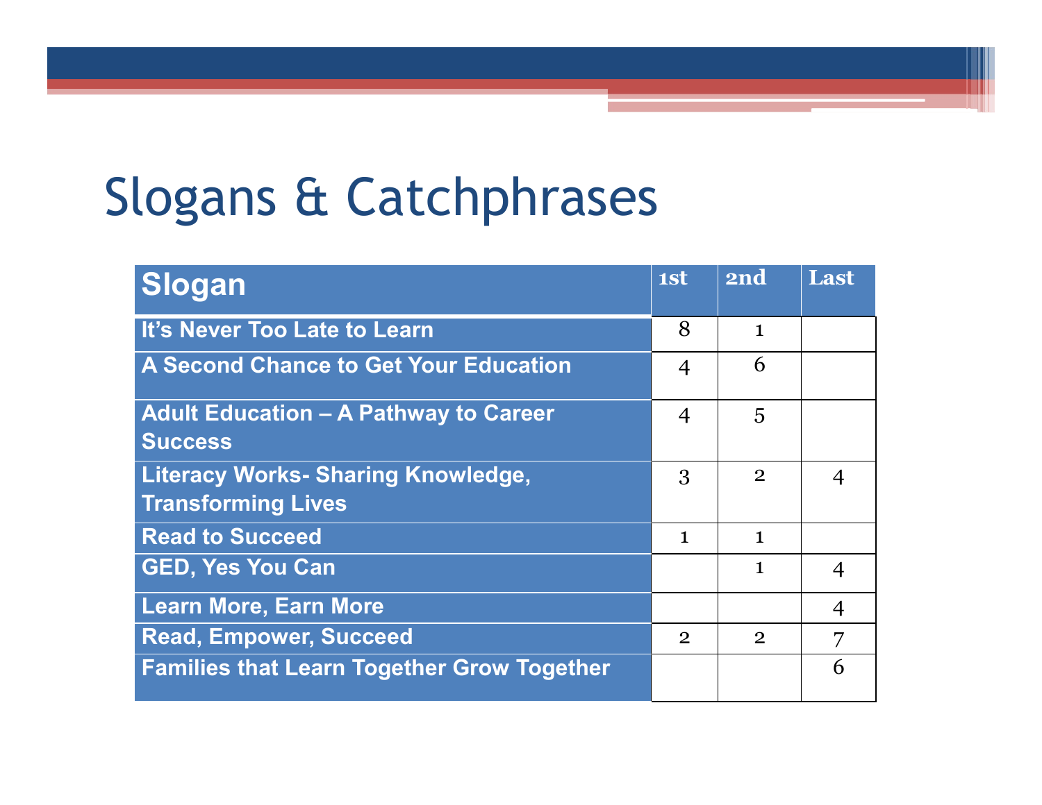# Slogans & Catchphrases

| Slogan | 1st | 2nd | Last |
|---|---|---|---|
| It's Never Too Late to Learn | 8 | 1 | |
| A Second Chance to Get Your Education | 4 | 6 | |
| Adult Education – A Pathway to Career Success | 4 | 5 | |
| Literacy Works- Sharing Knowledge, Transforming Lives | 3 | 2 | 4 |
| Read to Succeed | 1 | 1 | |
| GED, Yes You Can | | 1 | 4 |
| Learn More, Earn More | | | 4 |
| Read, Empower, Succeed | 2 | 2 | 7 |
| Families that Learn Together Grow Together | | | 6 |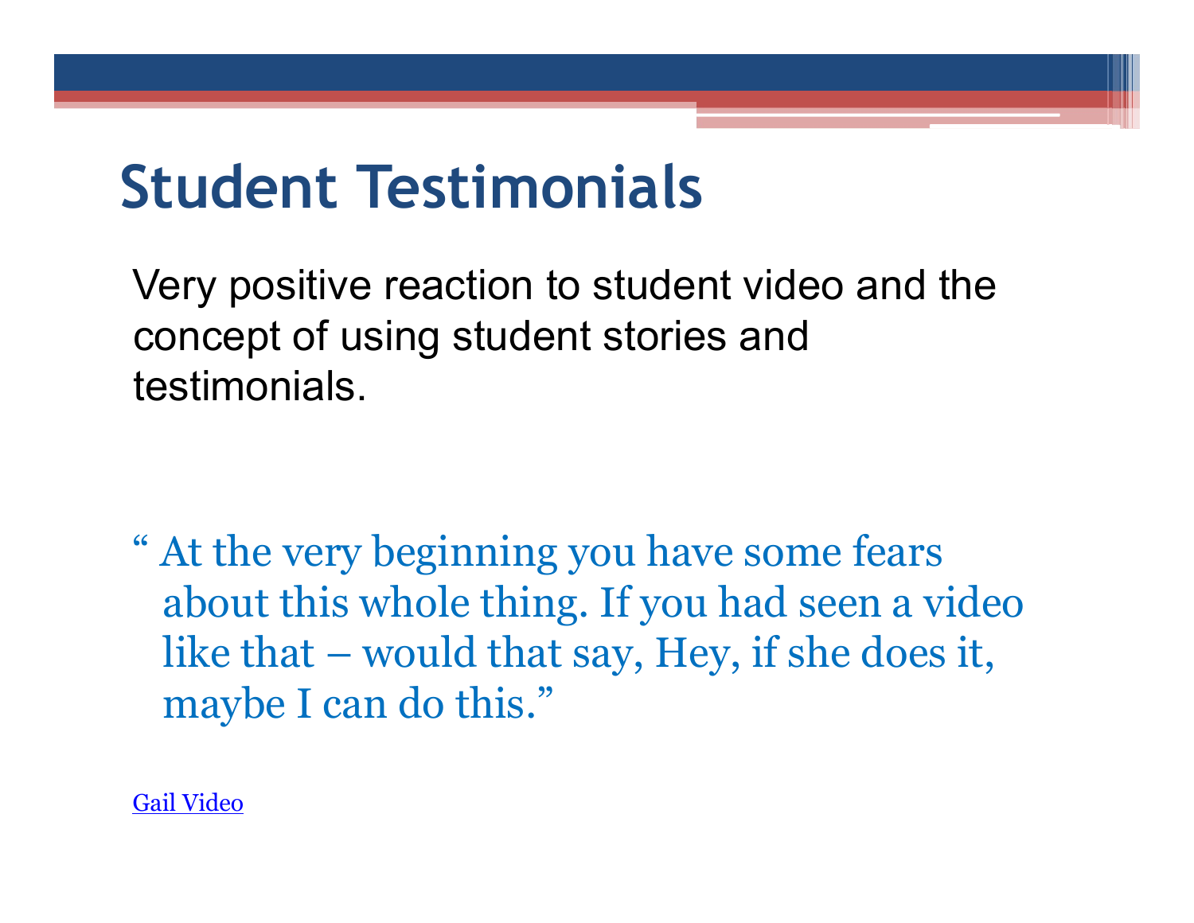# Student Testimonials

Very positive reaction to student video and the concept of using student stories and testimonials.

" At the very beginning you have some fears about this whole thing. If you had seen a video like that – would that say, Hey, if she does it, maybe I can do this."

Gail Video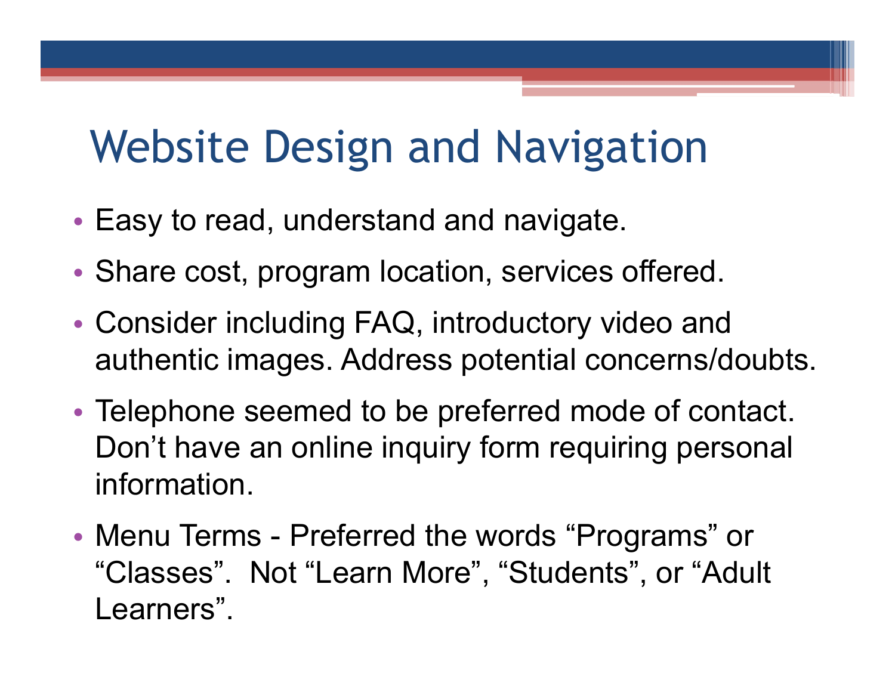# Website Design and Navigation

- Easy to read, understand and navigate.
- Share cost, program location, services offered.
- Consider including FAQ, introductory video and authentic images. Address potential concerns/doubts.
- Telephone seemed to be preferred mode of contact. Don't have an online inquiry form requiring personal information.
- Menu Terms - Preferred the words "Programs" or "Classes". Not "Learn More", "Students", or "Adult Learners".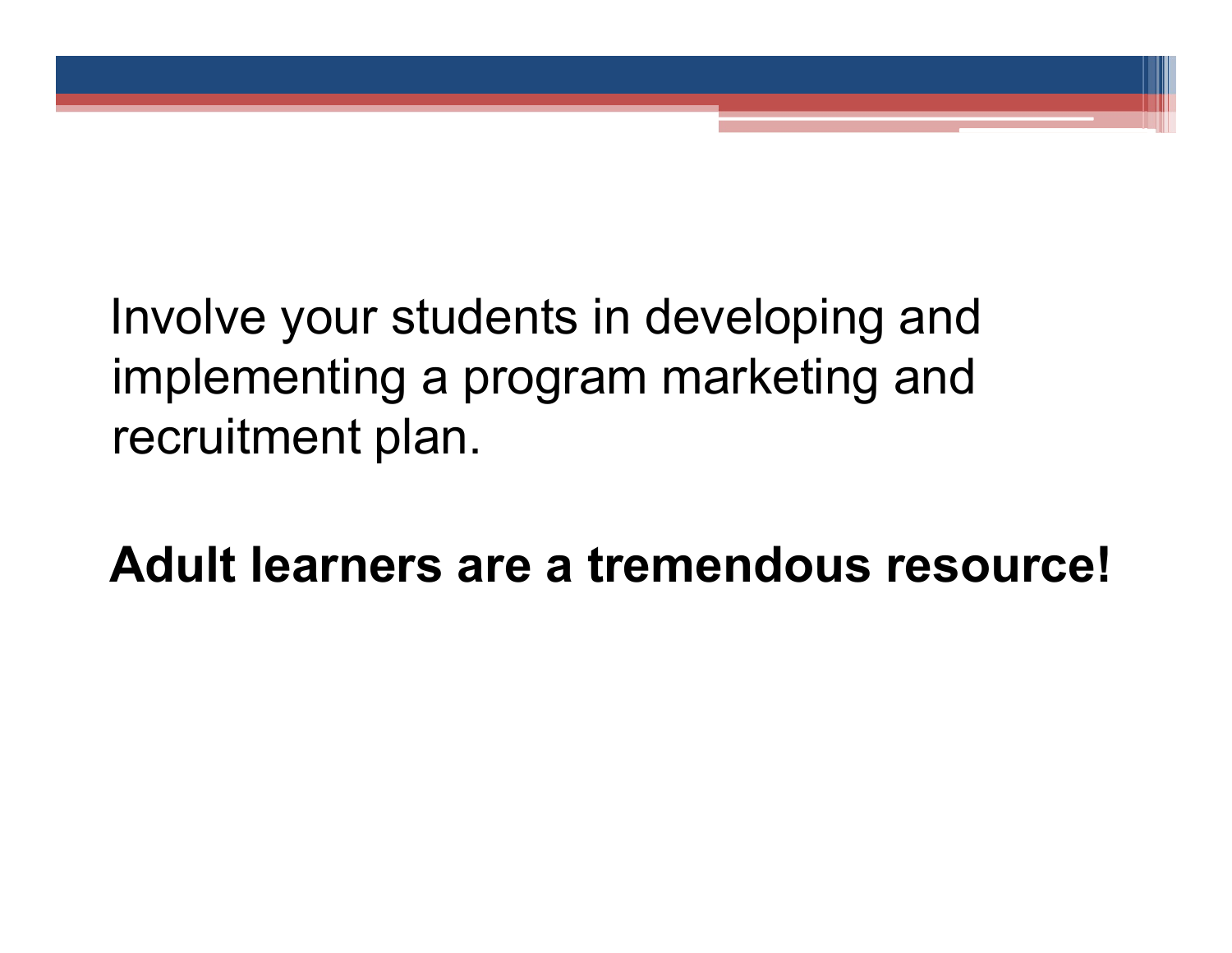Involve your students in developing and implementing a program marketing and recruitment plan.

**Adult learners are a tremendous resource!**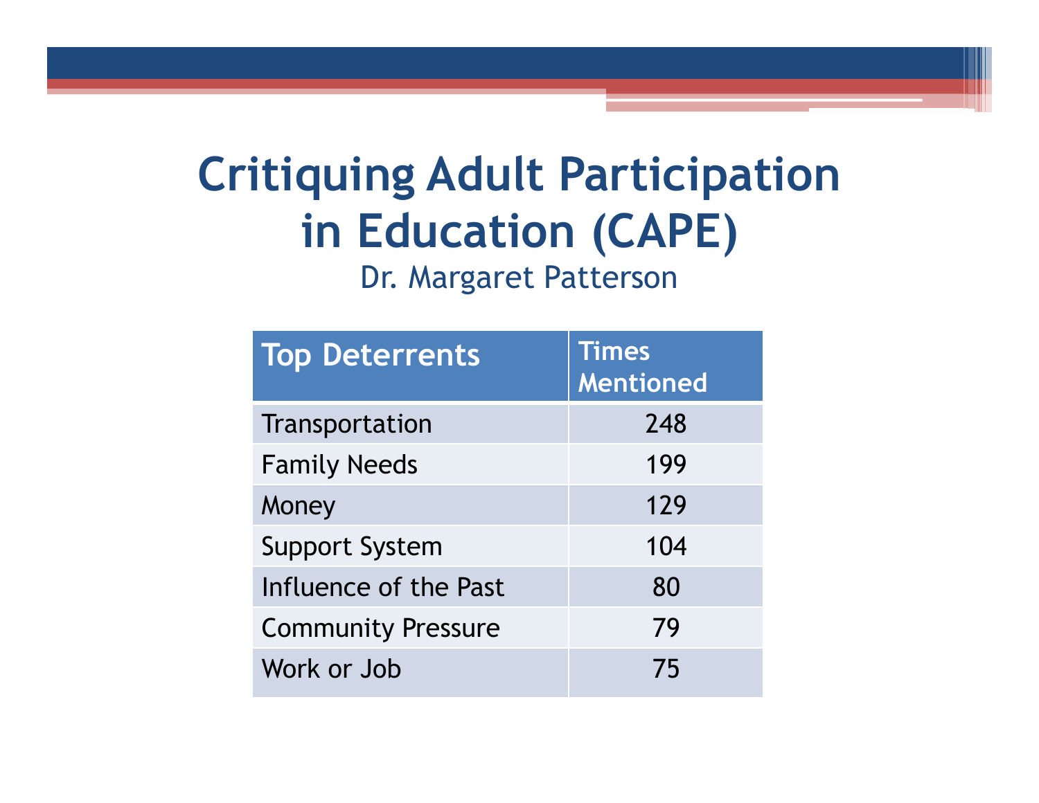# Critiquing Adult Participation in Education (CAPE)

Dr. Margaret Patterson

| Top Deterrents | Times Mentioned |
|---|---|
| Transportation | 248 |
| Family Needs | 199 |
| Money | 129 |
| Support System | 104 |
| Influence of the Past | 80 |
| Community Pressure | 79 |
| Work or Job | 75 |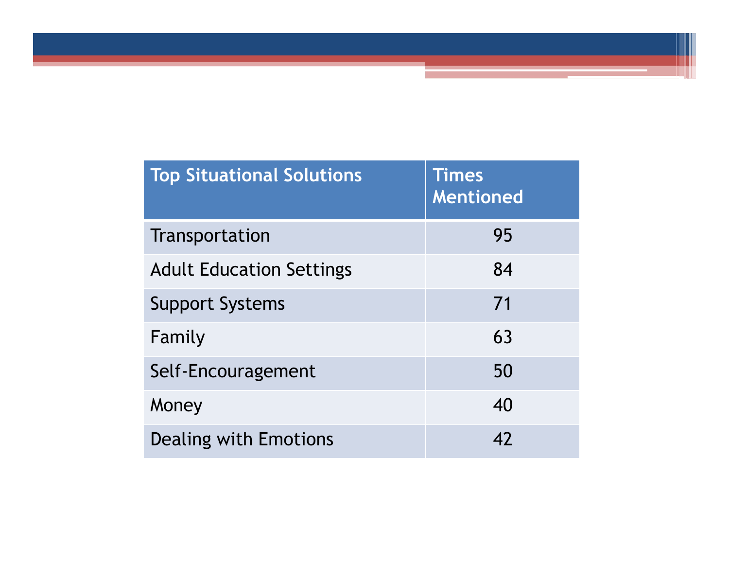| Top Situational Solutions | Times Mentioned |
| --- | --- |
| Transportation | 95 |
| Adult Education Settings | 84 |
| Support Systems | 71 |
| Family | 63 |
| Self-Encouragement | 50 |
| Money | 40 |
| Dealing with Emotions | 42 |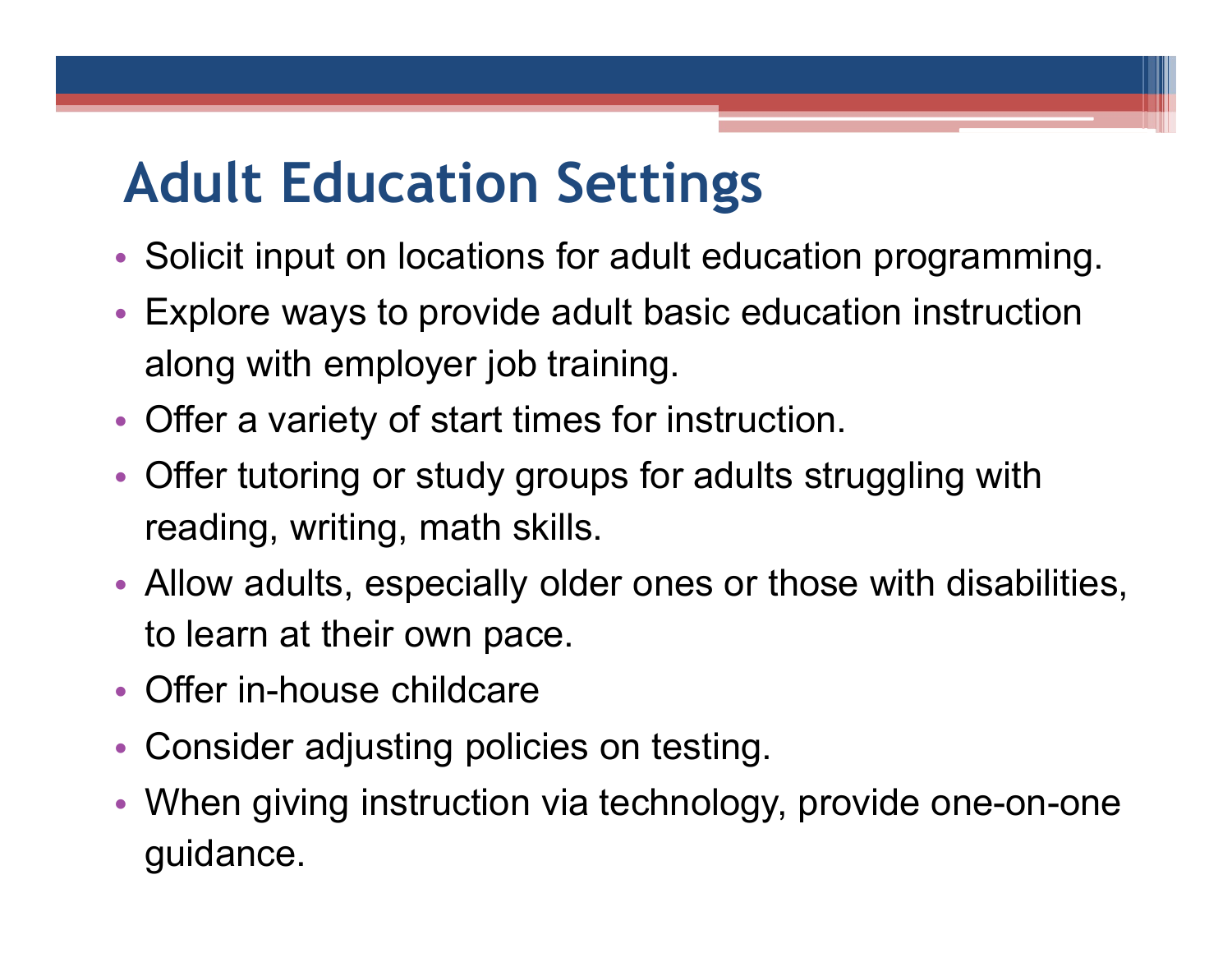# Adult Education Settings

- Solicit input on locations for adult education programming.
- Explore ways to provide adult basic education instruction along with employer job training.
- Offer a variety of start times for instruction.
- Offer tutoring or study groups for adults struggling with reading, writing, math skills.
- Allow adults, especially older ones or those with disabilities, to learn at their own pace.
- Offer in-house childcare
- Consider adjusting policies on testing.
- When giving instruction via technology, provide one-on-one guidance.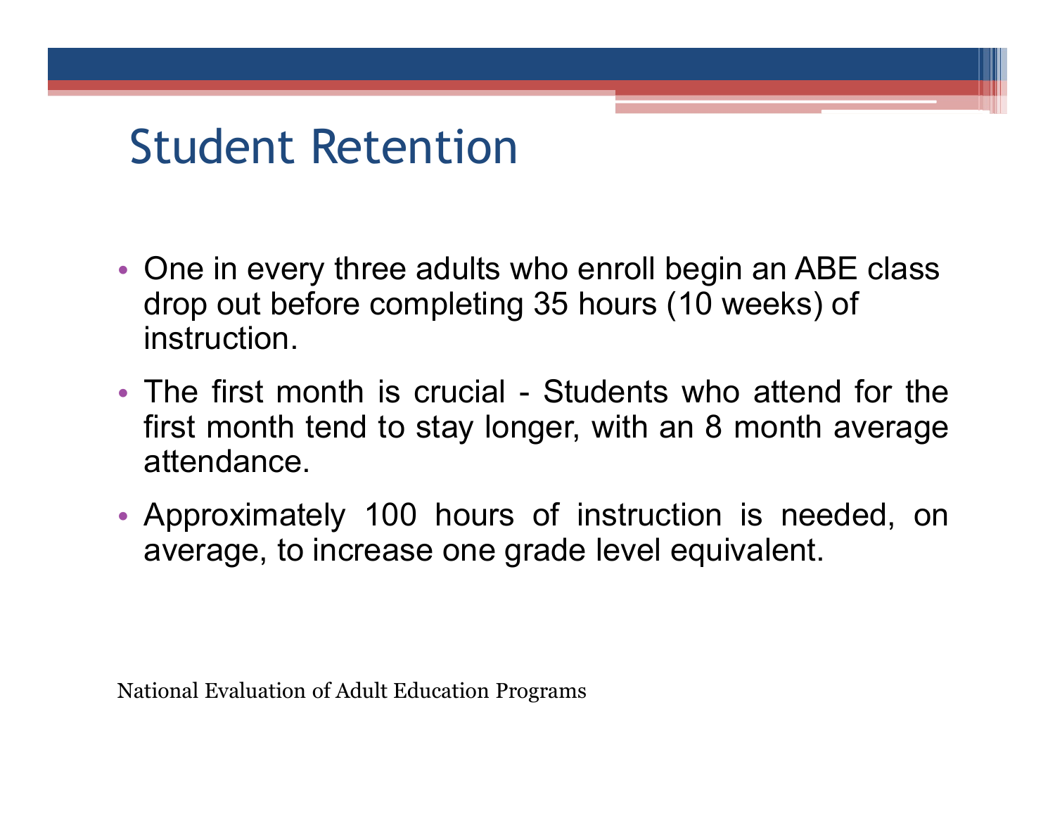# Student Retention

- One in every three adults who enroll begin an ABE class drop out before completing 35 hours (10 weeks) of instruction.
- The first month is crucial - Students who attend for the first month tend to stay longer, with an 8 month average attendance.
- Approximately 100 hours of instruction is needed, on average, to increase one grade level equivalent.

National Evaluation of Adult Education Programs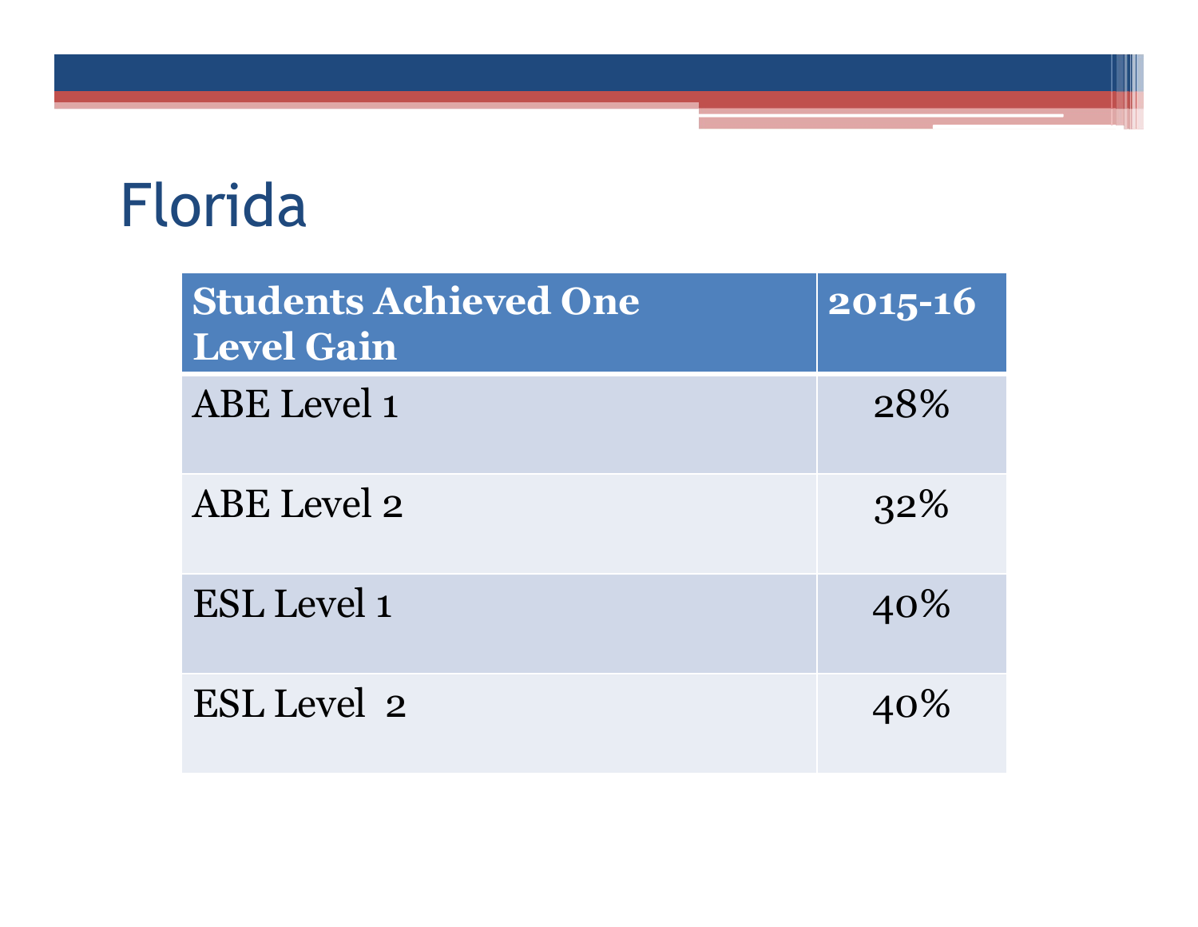# Florida

| Students Achieved One Level Gain | 2015-16 |
| --- | --- |
| ABE Level 1 | 28% |
| ABE Level 2 | 32% |
| ESL Level 1 | 40% |
| ESL Level 2 | 40% |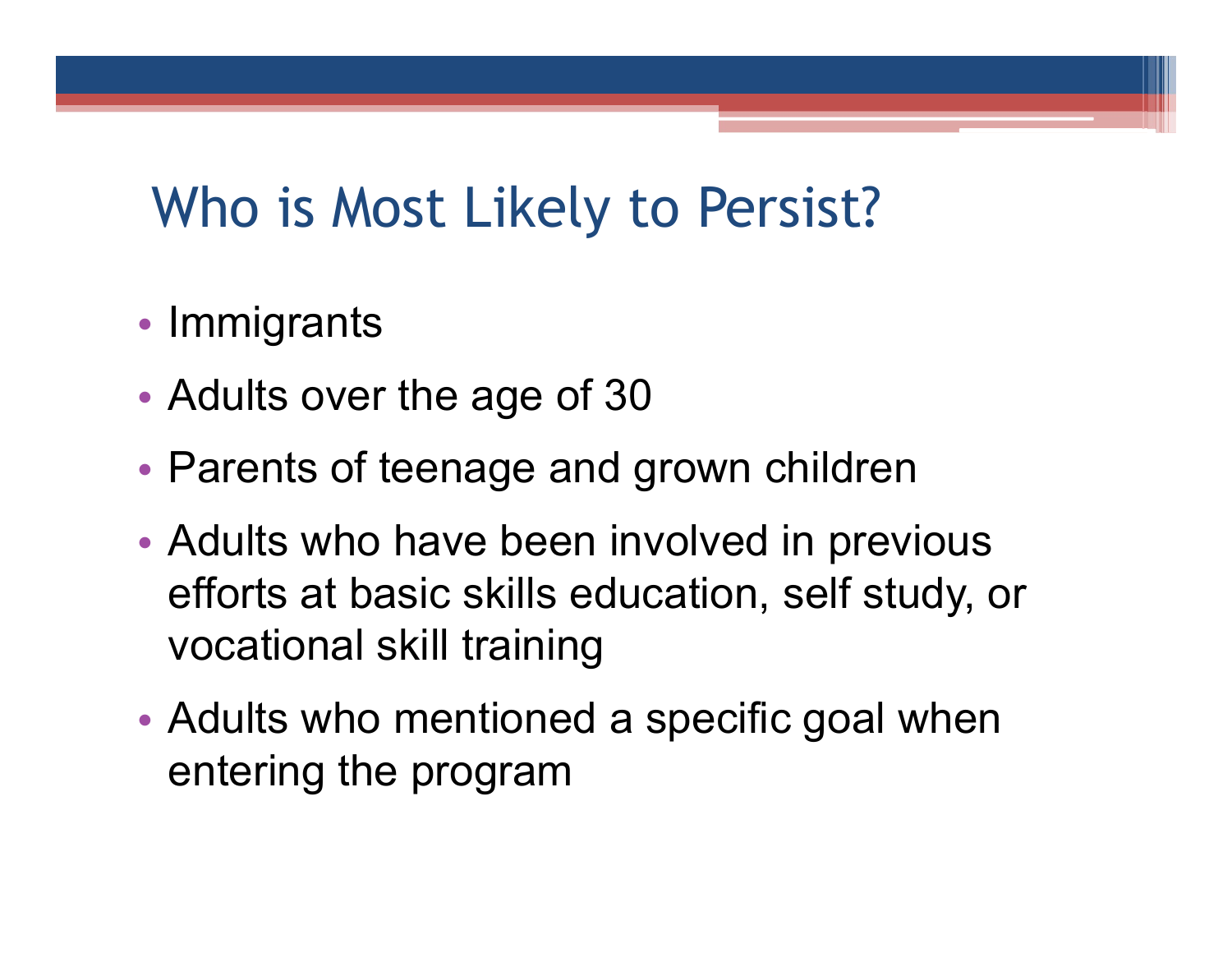# Who is Most Likely to Persist?

- Immigrants
- Adults over the age of 30
- Parents of teenage and grown children
- Adults who have been involved in previous efforts at basic skills education, self study, or vocational skill training
- Adults who mentioned a specific goal when entering the program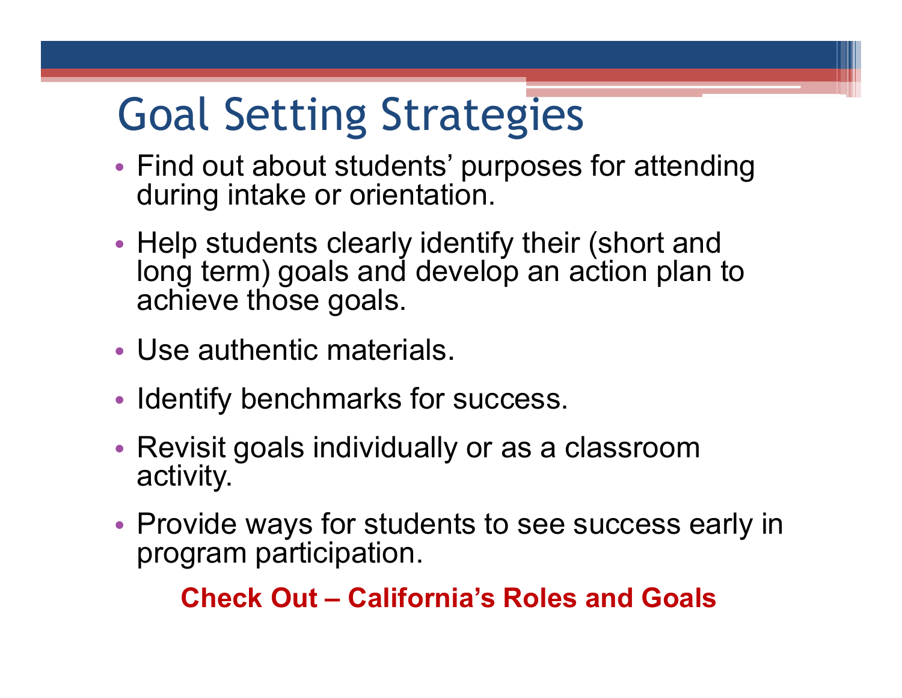# Goal Setting Strategies

- Find out about students' purposes for attending during intake or orientation.
- Help students clearly identify their (short and long term) goals and develop an action plan to achieve those goals.
- Use authentic materials.
- Identify benchmarks for success.
- Revisit goals individually or as a classroom activity.
- Provide ways for students to see success early in program participation.

**Check Out – California's Roles and Goals**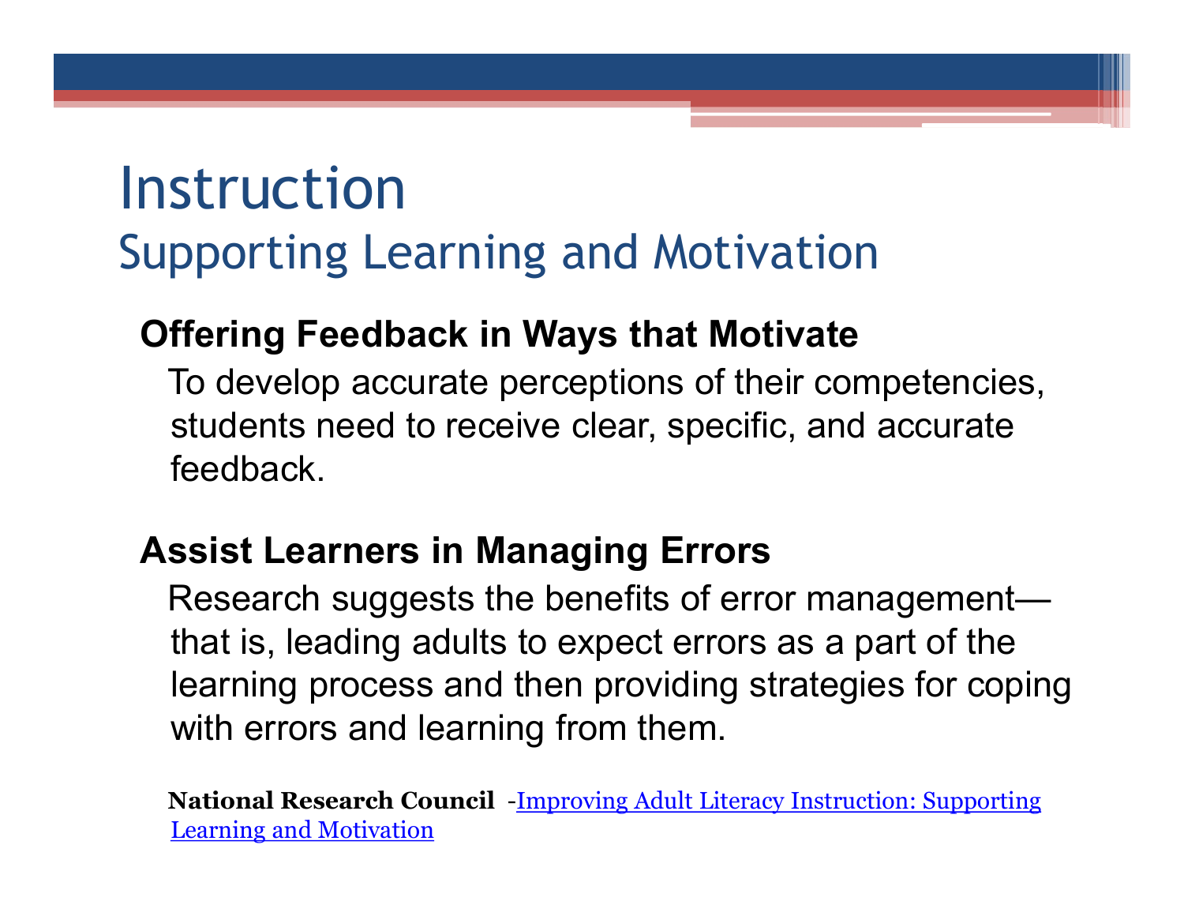# Instruction

## Supporting Learning and Motivation

**Offering Feedback in Ways that Motivate**

To develop accurate perceptions of their competencies, students need to receive clear, specific, and accurate feedback.

**Assist Learners in Managing Errors**

Research suggests the benefits of error management—that is, leading adults to expect errors as a part of the learning process and then providing strategies for coping with errors and learning from them.

**National Research Council** -Improving Adult Literacy Instruction: Supporting Learning and Motivation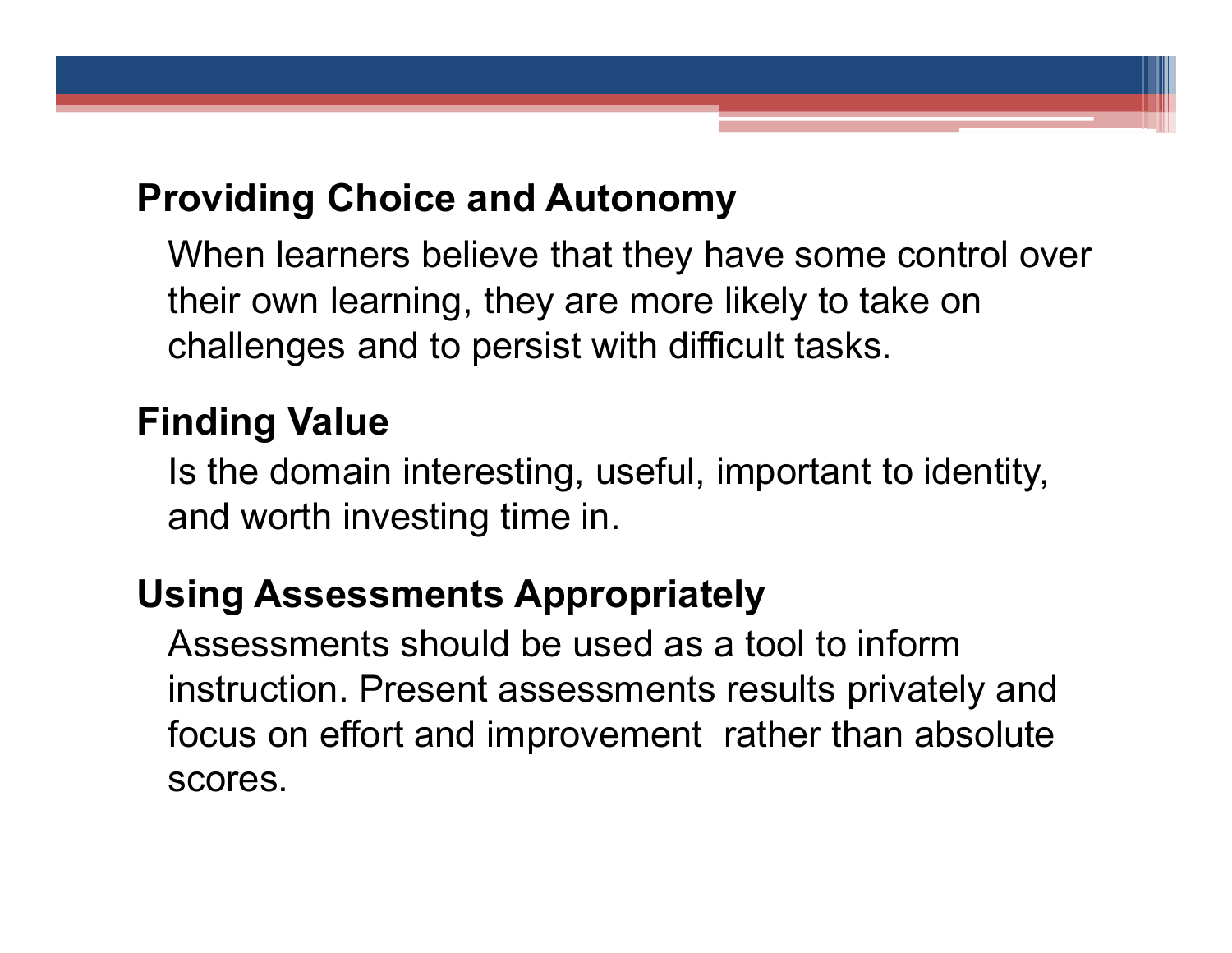**Providing Choice and Autonomy**

When learners believe that they have some control over their own learning, they are more likely to take on challenges and to persist with difficult tasks.

**Finding Value**

Is the domain interesting, useful, important to identity, and worth investing time in.

**Using Assessments Appropriately**

Assessments should be used as a tool to inform instruction. Present assessments results privately and focus on effort and improvement  rather than absolute scores.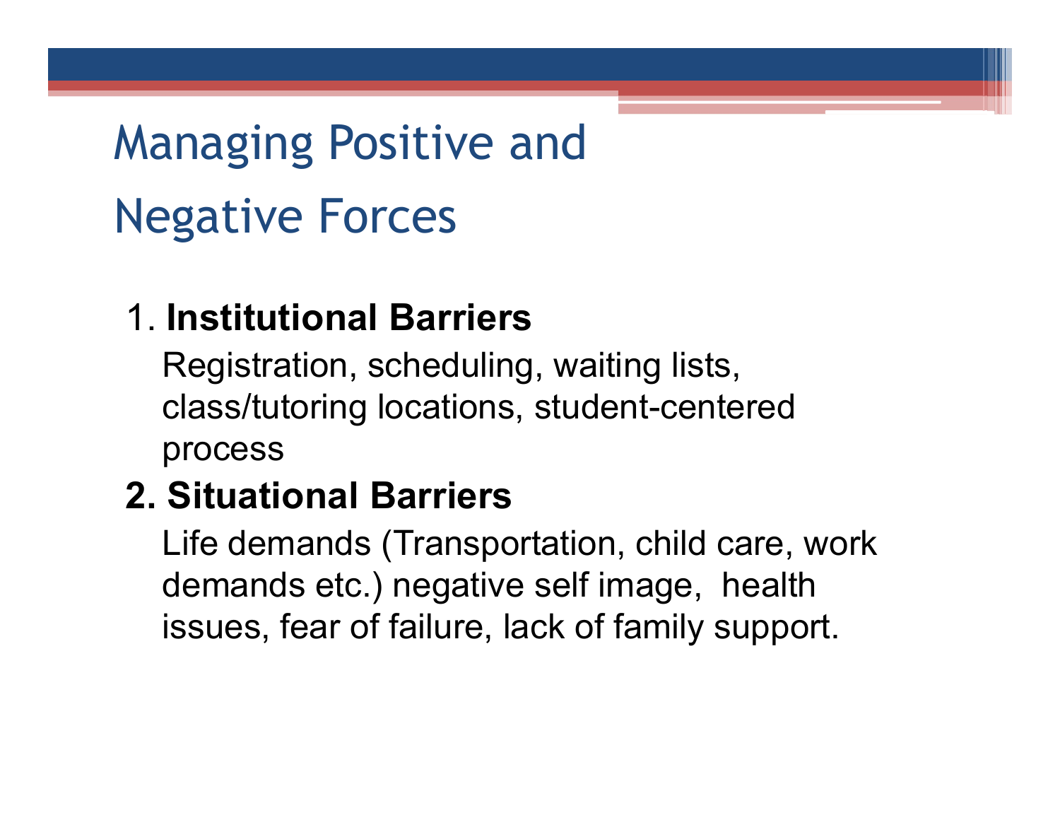# Managing Positive and Negative Forces

1. **Institutional Barriers**

   Registration, scheduling, waiting lists, class/tutoring locations, student-centered process

2. **Situational Barriers**

   Life demands (Transportation, child care, work demands etc.) negative self image, health issues, fear of failure, lack of family support.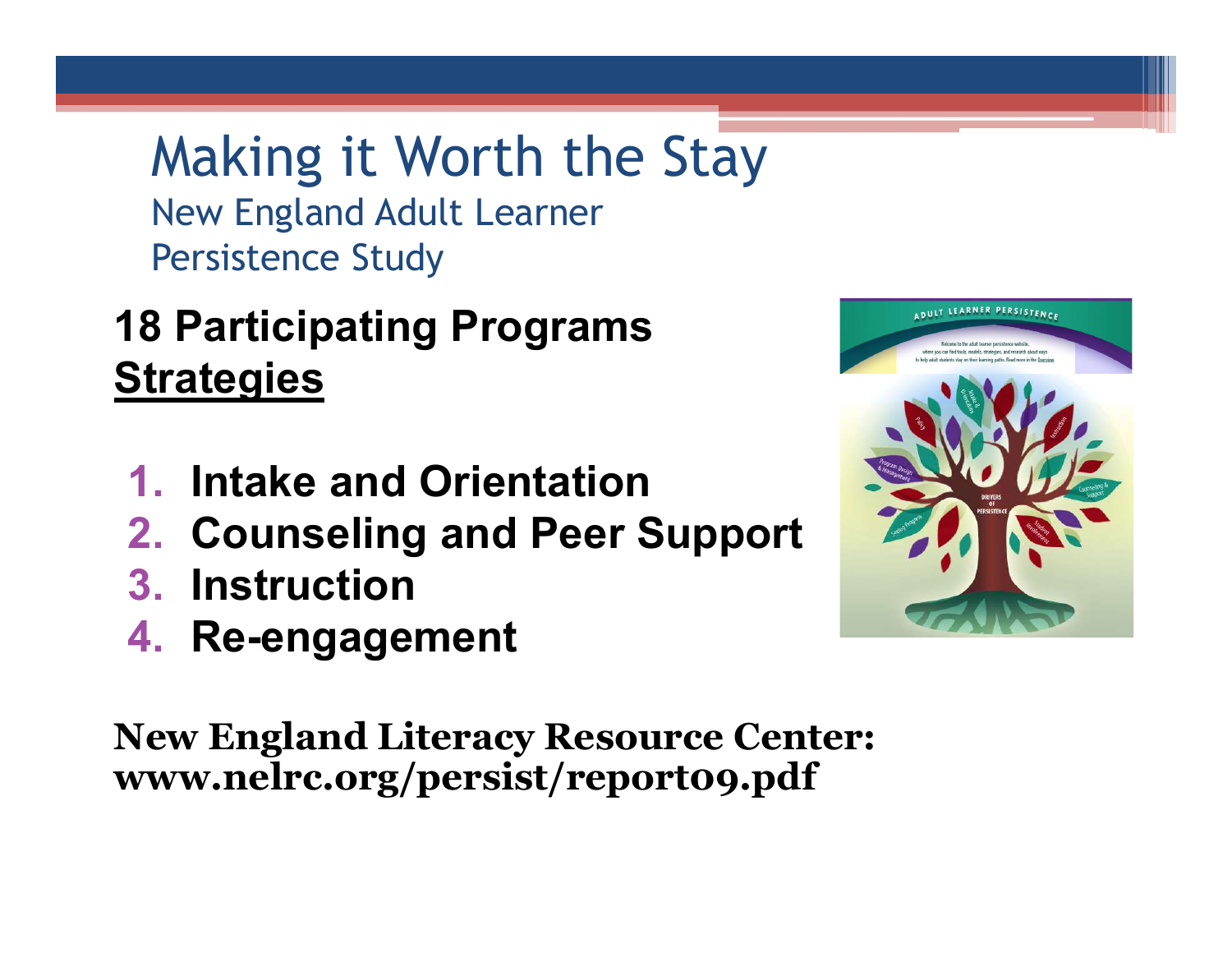# Making it Worth the Stay

New England Adult Learner Persistence Study

**18 Participating Programs**
**Strategies**

1. **Intake and Orientation**
2. **Counseling and Peer Support**
3. **Instruction**
4. **Re-engagement**

**New England Literacy Resource Center: www.nelrc.org/persist/report09.pdf**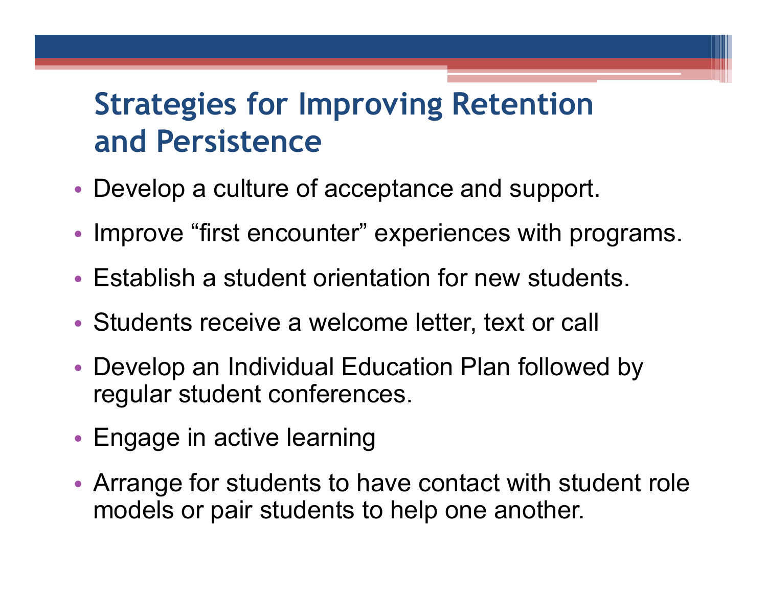# Strategies for Improving Retention and Persistence

- Develop a culture of acceptance and support.
- Improve “first encounter” experiences with programs.
- Establish a student orientation for new students.
- Students receive a welcome letter, text or call
- Develop an Individual Education Plan followed by regular student conferences.
- Engage in active learning
- Arrange for students to have contact with student role models or pair students to help one another.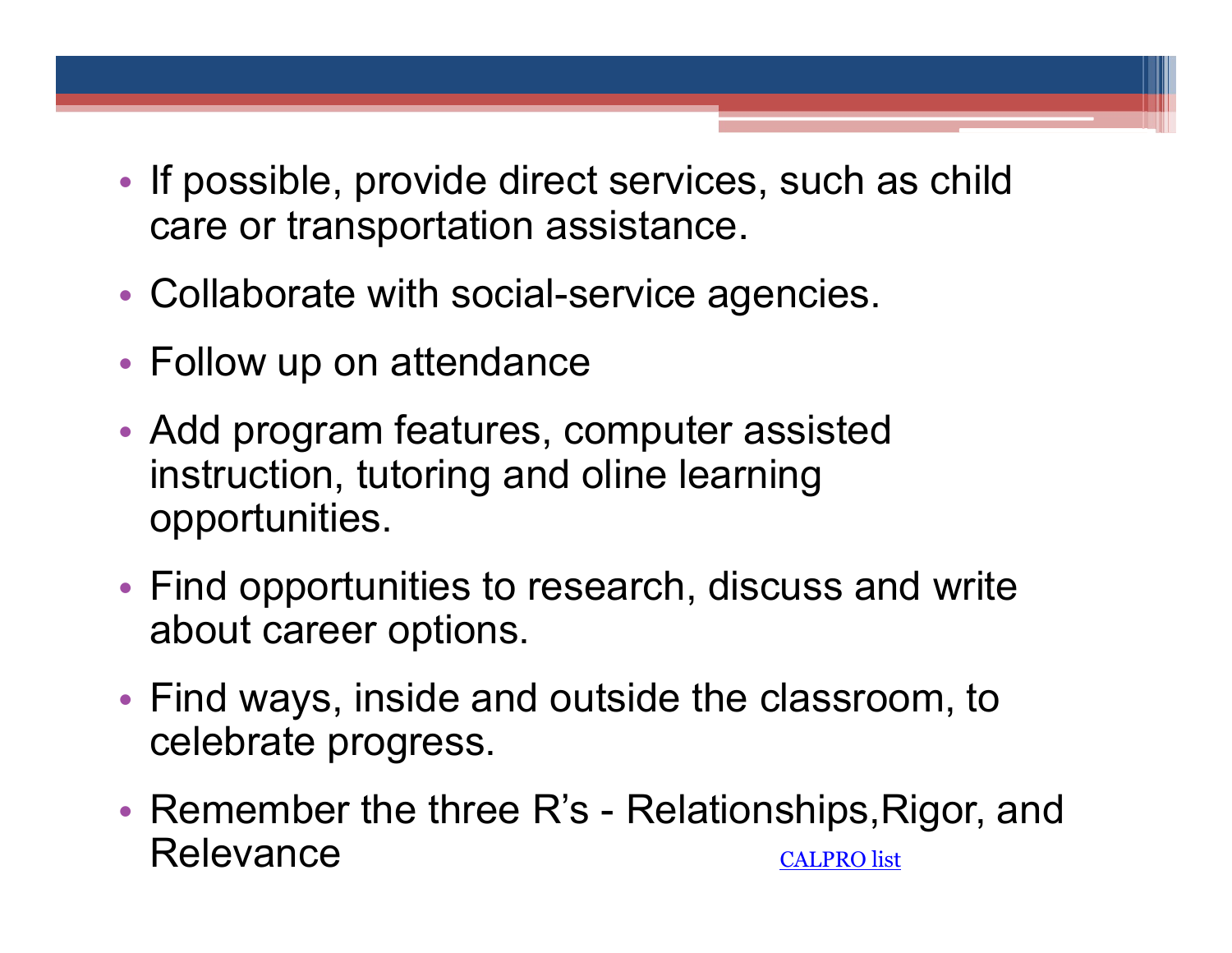- If possible, provide direct services, such as child care or transportation assistance.
- Collaborate with social-service agencies.
- Follow up on attendance
- Add program features, computer assisted instruction, tutoring and oline learning opportunities.
- Find opportunities to research, discuss and write about career options.
- Find ways, inside and outside the classroom, to celebrate progress.
- Remember the three R's - Relationships,Rigor, and Relevance

CALPRO list